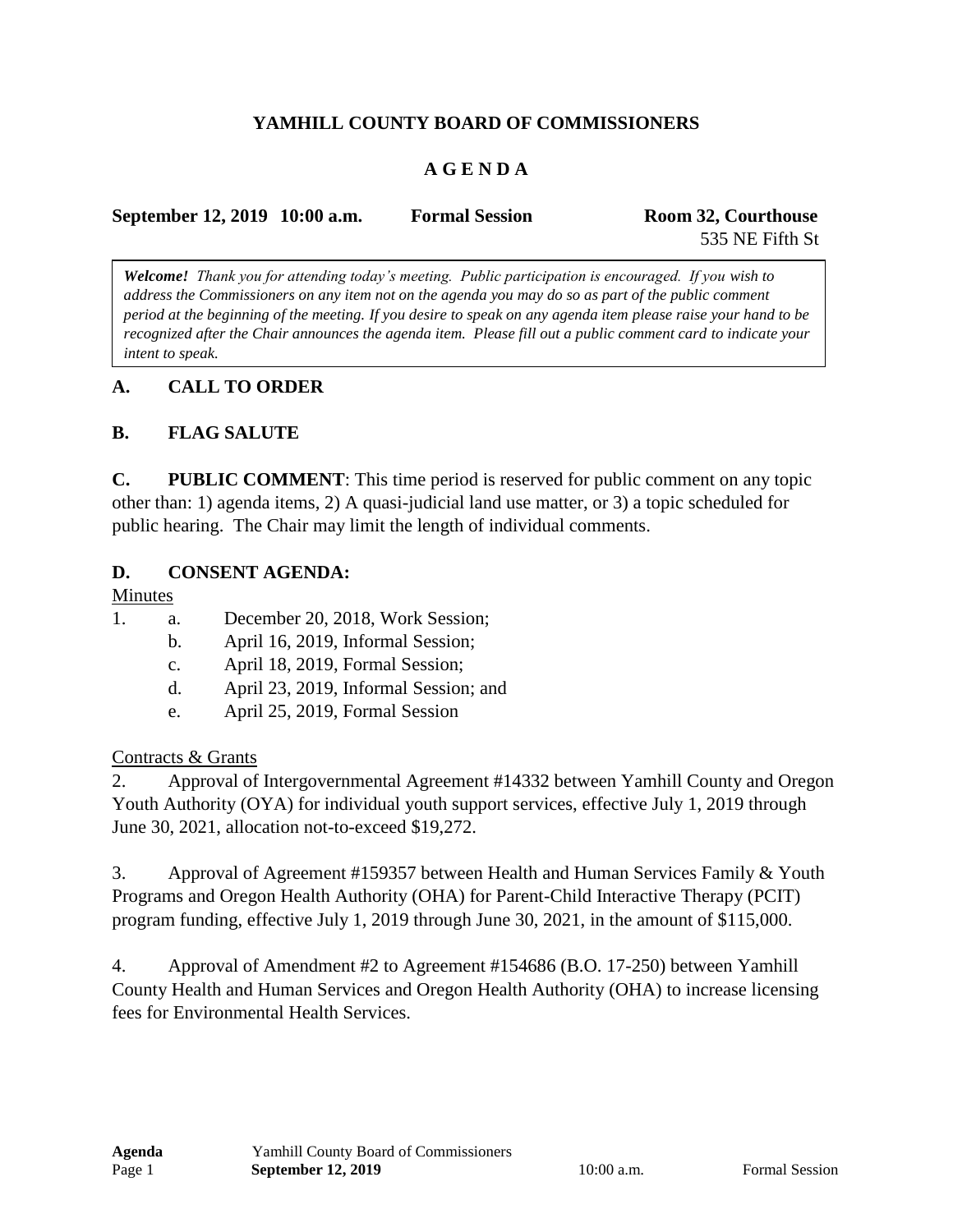# YAMHILL COUNTY BOARD OF COMMISSIONERS

## A G E N D A

**September 12, 2019 10:00 a.m.** **Formal Session** **Room 32, Courthouse**
535 NE Fifth St

***Welcome!*** *Thank you for attending today's meeting. Public participation is encouraged. If you wish to address the Commissioners on any item not on the agenda you may do so as part of the public comment period at the beginning of the meeting. If you desire to speak on any agenda item please raise your hand to be recognized after the Chair announces the agenda item. Please fill out a public comment card to indicate your intent to speak.*

### A. CALL TO ORDER

### B. FLAG SALUTE

**C. PUBLIC COMMENT**: This time period is reserved for public comment on any topic other than: 1) agenda items, 2) A quasi-judicial land use matter, or 3) a topic scheduled for public hearing. The Chair may limit the length of individual comments.

### D. CONSENT AGENDA:

Minutes

1. a. December 20, 2018, Work Session;
   b. April 16, 2019, Informal Session;
   c. April 18, 2019, Formal Session;
   d. April 23, 2019, Informal Session; and
   e. April 25, 2019, Formal Session

Contracts & Grants

2. Approval of Intergovernmental Agreement #14332 between Yamhill County and Oregon Youth Authority (OYA) for individual youth support services, effective July 1, 2019 through June 30, 2021, allocation not-to-exceed $19,272.

3. Approval of Agreement #159357 between Health and Human Services Family & Youth Programs and Oregon Health Authority (OHA) for Parent-Child Interactive Therapy (PCIT) program funding, effective July 1, 2019 through June 30, 2021, in the amount of $115,000.

4. Approval of Amendment #2 to Agreement #154686 (B.O. 17-250) between Yamhill County Health and Human Services and Oregon Health Authority (OHA) to increase licensing fees for Environmental Health Services.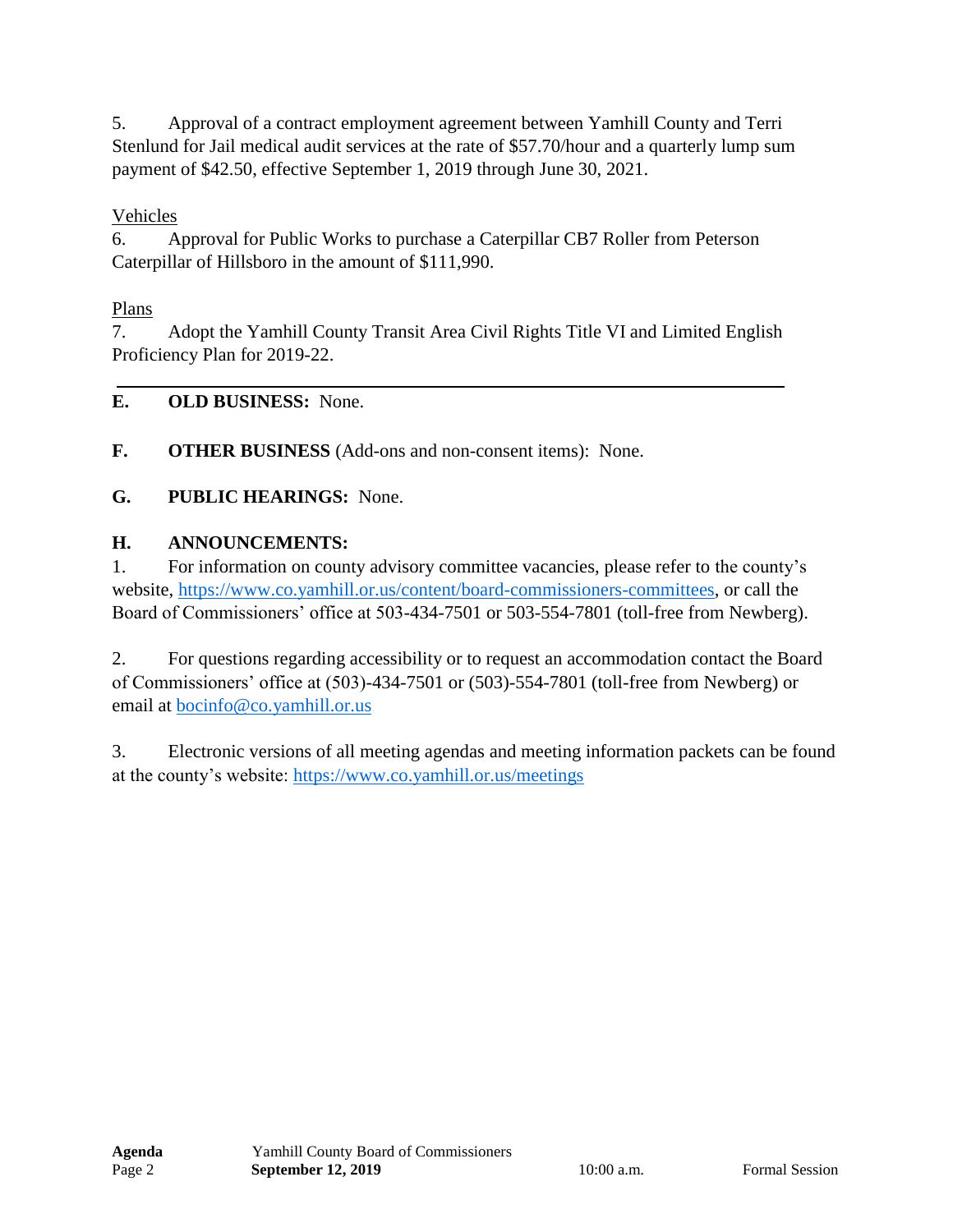5. Approval of a contract employment agreement between Yamhill County and Terri Stenlund for Jail medical audit services at the rate of $57.70/hour and a quarterly lump sum payment of $42.50, effective September 1, 2019 through June 30, 2021.

Vehicles

6. Approval for Public Works to purchase a Caterpillar CB7 Roller from Peterson Caterpillar of Hillsboro in the amount of $111,990.

Plans

7. Adopt the Yamhill County Transit Area Civil Rights Title VI and Limited English Proficiency Plan for 2019-22.

---

**E. OLD BUSINESS:** None.

**F. OTHER BUSINESS** (Add-ons and non-consent items): None.

**G. PUBLIC HEARINGS:** None.

**H. ANNOUNCEMENTS:**

1. For information on county advisory committee vacancies, please refer to the county's website, https://www.co.yamhill.or.us/content/board-commissioners-committees, or call the Board of Commissioners' office at 503-434-7501 or 503-554-7801 (toll-free from Newberg).

2. For questions regarding accessibility or to request an accommodation contact the Board of Commissioners' office at (503)-434-7501 or (503)-554-7801 (toll-free from Newberg) or email at bocinfo@co.yamhill.or.us

3. Electronic versions of all meeting agendas and meeting information packets can be found at the county's website: https://www.co.yamhill.or.us/meetings